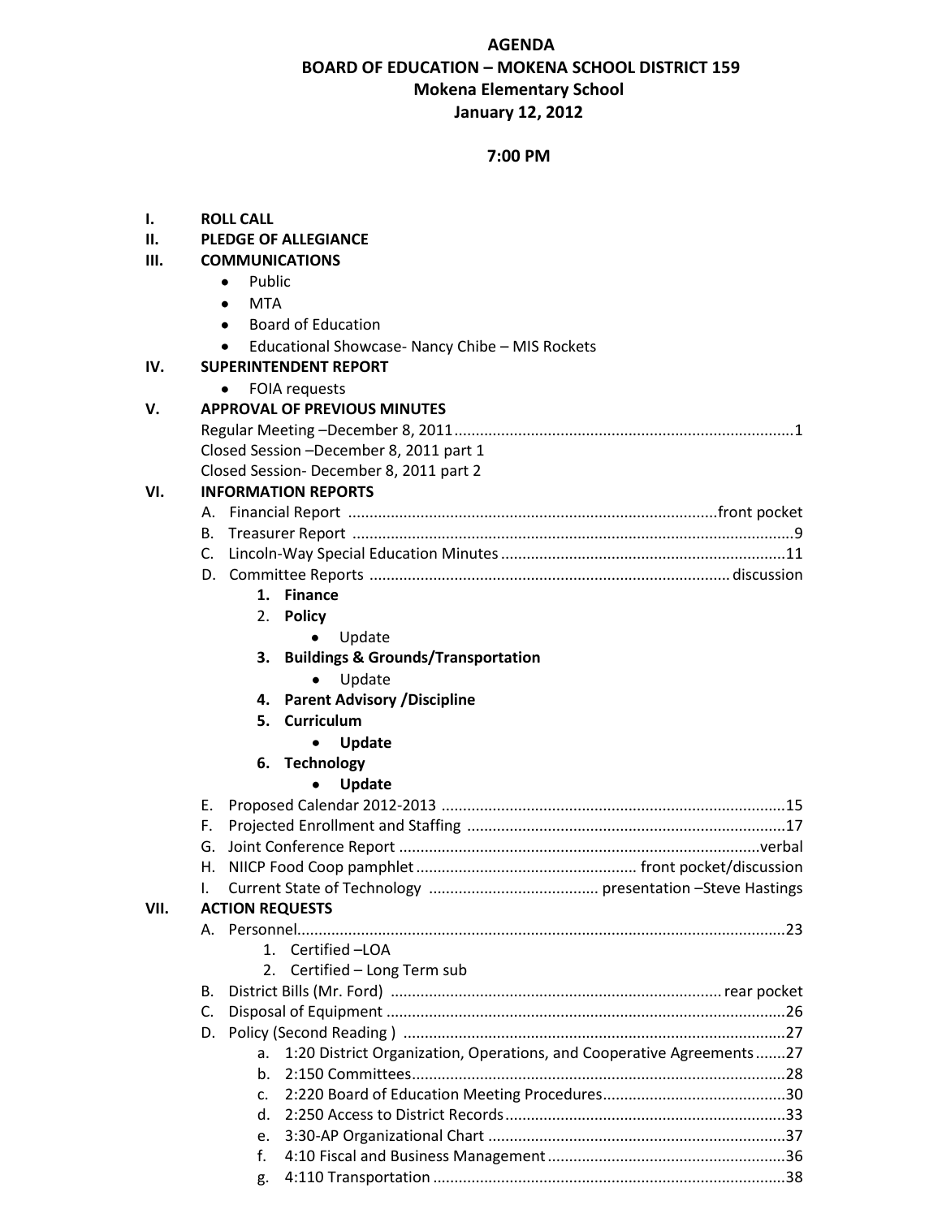# AGENDA
## BOARD OF EDUCATION – MOKENA SCHOOL DISTRICT 159
## Mokena Elementary School
## January 12, 2012

**7:00 PM**

**I. ROLL CALL**

**II. PLEDGE OF ALLEGIANCE**

**III. COMMUNICATIONS**

- Public
- MTA
- Board of Education
- Educational Showcase- Nancy Chibe – MIS Rockets

**IV. SUPERINTENDENT REPORT**

- FOIA requests

**V. APPROVAL OF PREVIOUS MINUTES**

Regular Meeting –December 8, 2011 ........ 1
Closed Session –December 8, 2011 part 1
Closed Session- December 8, 2011 part 2

**VI. INFORMATION REPORTS**

A. Financial Report ........ front pocket
B. Treasurer Report ........ 9
C. Lincoln-Way Special Education Minutes ........ 11
D. Committee Reports ........ discussion
   1. **Finance**
   2. **Policy**
      - Update
   3. **Buildings & Grounds/Transportation**
      - Update
   4. **Parent Advisory /Discipline**
   5. **Curriculum**
      - **Update**
   6. **Technology**
      - **Update**

E. Proposed Calendar 2012-2013 ........ 15
F. Projected Enrollment and Staffing ........ 17
G. Joint Conference Report ........ verbal
H. NIICP Food Coop pamphlet ........ front pocket/discussion
I. Current State of Technology ........ presentation –Steve Hastings

**VII. ACTION REQUESTS**

A. Personnel ........ 23
   1. Certified –LOA
   2. Certified – Long Term sub

B. District Bills (Mr. Ford) ........ rear pocket
C. Disposal of Equipment ........ 26
D. Policy (Second Reading ) ........ 27
   a. 1:20 District Organization, Operations, and Cooperative Agreements ........ 27
   b. 2:150 Committees ........ 28
   c. 2:220 Board of Education Meeting Procedures ........ 30
   d. 2:250 Access to District Records ........ 33
   e. 3:30-AP Organizational Chart ........ 37
   f. 4:10 Fiscal and Business Management ........ 36
   g. 4:110 Transportation ........ 38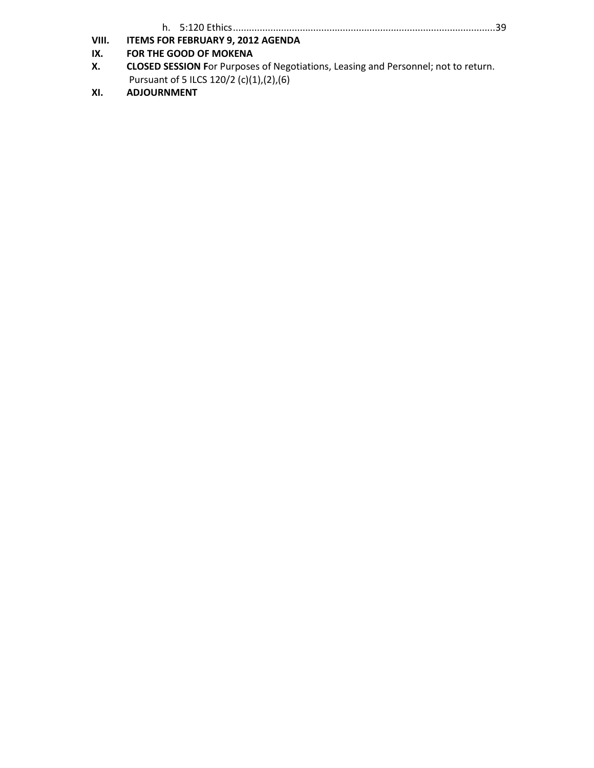h. 5:120 Ethics.................................................................................................39

**VIII. ITEMS FOR FEBRUARY 9, 2012 AGENDA**

**IX. FOR THE GOOD OF MOKENA**

**X. CLOSED SESSION F**or Purposes of Negotiations, Leasing and Personnel; not to return. Pursuant of 5 ILCS 120/2 (c)(1),(2),(6)

**XI. ADJOURNMENT**